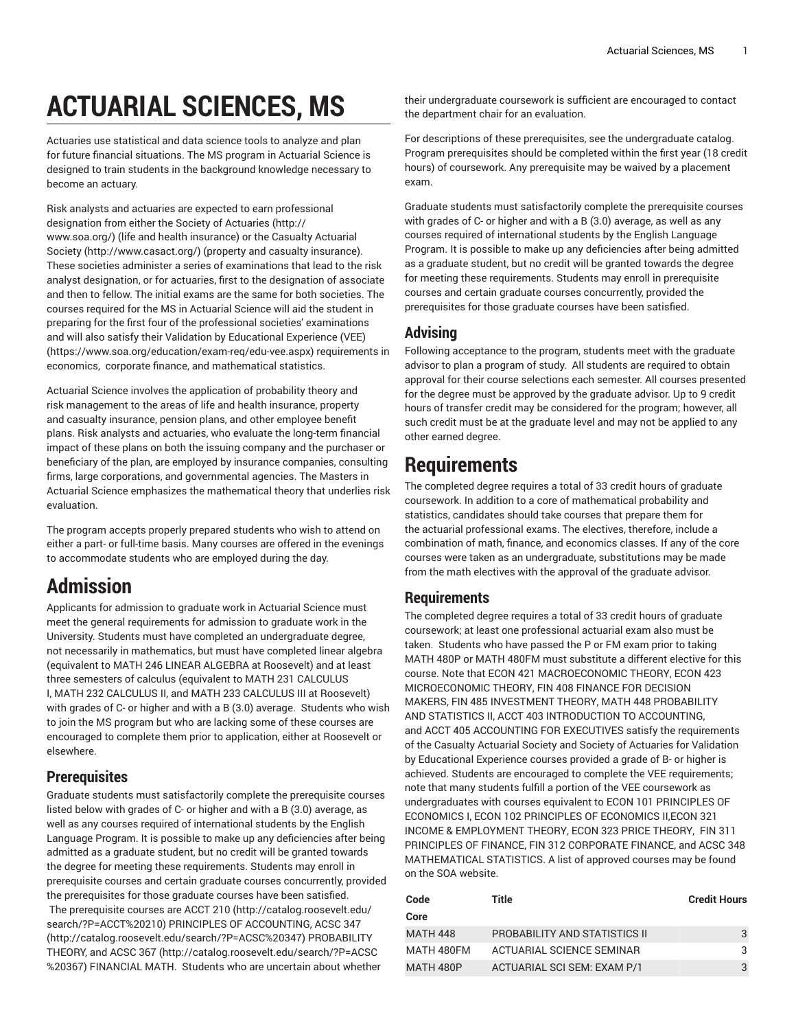# ACTUARIAL SCIENCES, MS

Actuaries use statistical and data science tools to analyze and plan for future financial situations. The MS program in Actuarial Science is designed to train students in the background knowledge necessary to become an actuary.

Risk analysts and actuaries are expected to earn professional designation from either the Society of Actuaries (http://www.soa.org/) (life and health insurance) or the Casualty Actuarial Society (http://www.casact.org/) (property and casualty insurance). These societies administer a series of examinations that lead to the risk analyst designation, or for actuaries, first to the designation of associate and then to fellow. The initial exams are the same for both societies. The courses required for the MS in Actuarial Science will aid the student in preparing for the first four of the professional societies' examinations and will also satisfy their Validation by Educational Experience (VEE) (https://www.soa.org/education/exam-req/edu-vee.aspx) requirements in economics, corporate finance, and mathematical statistics.

Actuarial Science involves the application of probability theory and risk management to the areas of life and health insurance, property and casualty insurance, pension plans, and other employee benefit plans. Risk analysts and actuaries, who evaluate the long-term financial impact of these plans on both the issuing company and the purchaser or beneficiary of the plan, are employed by insurance companies, consulting firms, large corporations, and governmental agencies. The Masters in Actuarial Science emphasizes the mathematical theory that underlies risk evaluation.

The program accepts properly prepared students who wish to attend on either a part- or full-time basis. Many courses are offered in the evenings to accommodate students who are employed during the day.

# Admission

Applicants for admission to graduate work in Actuarial Science must meet the general requirements for admission to graduate work in the University. Students must have completed an undergraduate degree, not necessarily in mathematics, but must have completed linear algebra (equivalent to MATH 246 LINEAR ALGEBRA at Roosevelt) and at least three semesters of calculus (equivalent to MATH 231 CALCULUS I, MATH 232 CALCULUS II, and MATH 233 CALCULUS III at Roosevelt) with grades of C- or higher and with a B (3.0) average. Students who wish to join the MS program but who are lacking some of these courses are encouraged to complete them prior to application, either at Roosevelt or elsewhere.

## Prerequisites

Graduate students must satisfactorily complete the prerequisite courses listed below with grades of C- or higher and with a B (3.0) average, as well as any courses required of international students by the English Language Program. It is possible to make up any deficiencies after being admitted as a graduate student, but no credit will be granted towards the degree for meeting these requirements. Students may enroll in prerequisite courses and certain graduate courses concurrently, provided the prerequisites for those graduate courses have been satisfied. The prerequisite courses are ACCT 210 (http://catalog.roosevelt.edu/search/?P=ACCT%20210) PRINCIPLES OF ACCOUNTING, ACSC 347 (http://catalog.roosevelt.edu/search/?P=ACSC%20347) PROBABILITY THEORY, and ACSC 367 (http://catalog.roosevelt.edu/search/?P=ACSC%20367) FINANCIAL MATH. Students who are uncertain about whether their undergraduate coursework is sufficient are encouraged to contact the department chair for an evaluation.

For descriptions of these prerequisites, see the undergraduate catalog. Program prerequisites should be completed within the first year (18 credit hours) of coursework. Any prerequisite may be waived by a placement exam.

Graduate students must satisfactorily complete the prerequisite courses with grades of C- or higher and with a B (3.0) average, as well as any courses required of international students by the English Language Program. It is possible to make up any deficiencies after being admitted as a graduate student, but no credit will be granted towards the degree for meeting these requirements. Students may enroll in prerequisite courses and certain graduate courses concurrently, provided the prerequisites for those graduate courses have been satisfied.

## Advising

Following acceptance to the program, students meet with the graduate advisor to plan a program of study. All students are required to obtain approval for their course selections each semester. All courses presented for the degree must be approved by the graduate advisor. Up to 9 credit hours of transfer credit may be considered for the program; however, all such credit must be at the graduate level and may not be applied to any other earned degree.

# Requirements

The completed degree requires a total of 33 credit hours of graduate coursework. In addition to a core of mathematical probability and statistics, candidates should take courses that prepare them for the actuarial professional exams. The electives, therefore, include a combination of math, finance, and economics classes. If any of the core courses were taken as an undergraduate, substitutions may be made from the math electives with the approval of the graduate advisor.

## Requirements

The completed degree requires a total of 33 credit hours of graduate coursework; at least one professional actuarial exam also must be taken. Students who have passed the P or FM exam prior to taking MATH 480P or MATH 480FM must substitute a different elective for this course. Note that ECON 421 MACROECONOMIC THEORY, ECON 423 MICROECONOMIC THEORY, FIN 408 FINANCE FOR DECISION MAKERS, FIN 485 INVESTMENT THEORY, MATH 448 PROBABILITY AND STATISTICS II, ACCT 403 INTRODUCTION TO ACCOUNTING, and ACCT 405 ACCOUNTING FOR EXECUTIVES satisfy the requirements of the Casualty Actuarial Society and Society of Actuaries for Validation by Educational Experience courses provided a grade of B- or higher is achieved. Students are encouraged to complete the VEE requirements; note that many students fulfill a portion of the VEE coursework as undergraduates with courses equivalent to ECON 101 PRINCIPLES OF ECONOMICS I, ECON 102 PRINCIPLES OF ECONOMICS II,ECON 321 INCOME & EMPLOYMENT THEORY, ECON 323 PRICE THEORY, FIN 311 PRINCIPLES OF FINANCE, FIN 312 CORPORATE FINANCE, and ACSC 348 MATHEMATICAL STATISTICS. A list of approved courses may be found on the SOA website.

| Code | Title | Credit Hours |
|---|---|---|
| **Core** | | |
| MATH 448 | PROBABILITY AND STATISTICS II | 3 |
| MATH 480FM | ACTUARIAL SCIENCE SEMINAR | 3 |
| MATH 480P | ACTUARIAL SCI SEM: EXAM P/1 | 3 |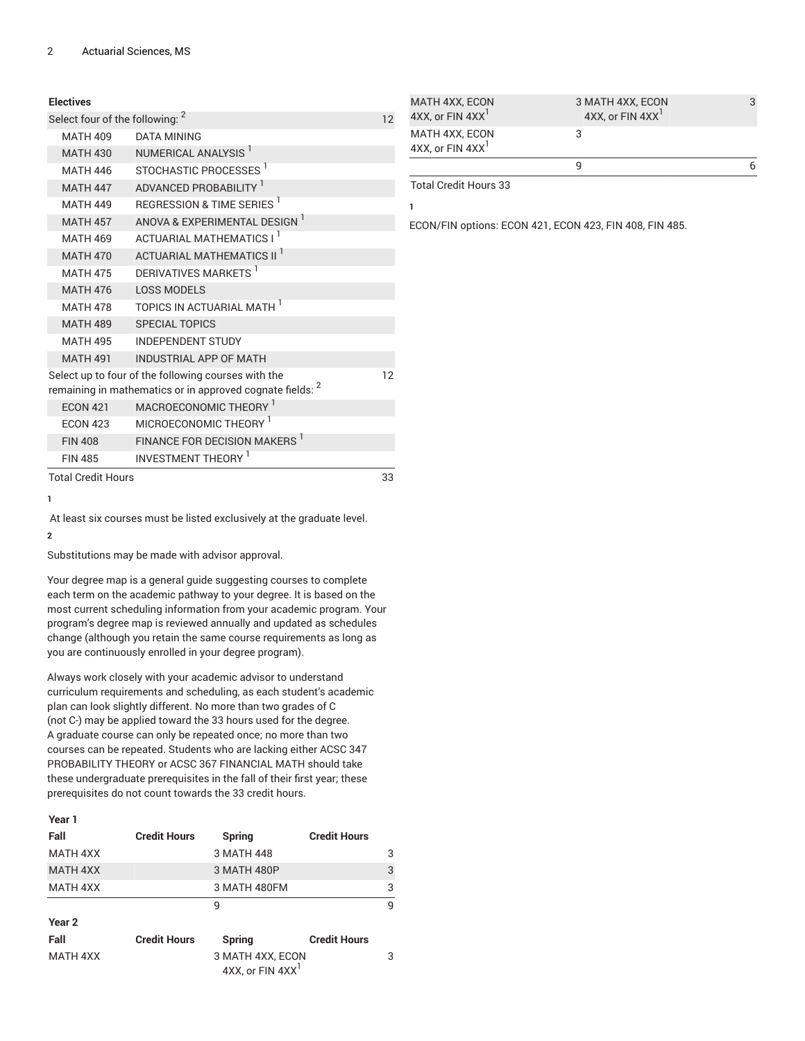### Electives

| | | |
|---|---|---|
| Select four of the following: [2] | | 12 |
| MATH 409 | DATA MINING | |
| MATH 430 | NUMERICAL ANALYSIS [1] | |
| MATH 446 | STOCHASTIC PROCESSES [1] | |
| MATH 447 | ADVANCED PROBABILITY [1] | |
| MATH 449 | REGRESSION & TIME SERIES [1] | |
| MATH 457 | ANOVA & EXPERIMENTAL DESIGN [1] | |
| MATH 469 | ACTUARIAL MATHEMATICS I [1] | |
| MATH 470 | ACTUARIAL MATHEMATICS II [1] | |
| MATH 475 | DERIVATIVES MARKETS [1] | |
| MATH 476 | LOSS MODELS | |
| MATH 478 | TOPICS IN ACTUARIAL MATH [1] | |
| MATH 489 | SPECIAL TOPICS | |
| MATH 495 | INDEPENDENT STUDY | |
| MATH 491 | INDUSTRIAL APP OF MATH | |
| Select up to four of the following courses with the remaining in mathematics or in approved cognate fields: [2] | | 12 |
| ECON 421 | MACROECONOMIC THEORY [1] | |
| ECON 423 | MICROECONOMIC THEORY [1] | |
| FIN 408 | FINANCE FOR DECISION MAKERS [1] | |
| FIN 485 | INVESTMENT THEORY [1] | |
| Total Credit Hours | | 33 |

1

At least six courses must be listed exclusively at the graduate level.

2

Substitutions may be made with advisor approval.

Your degree map is a general guide suggesting courses to complete each term on the academic pathway to your degree. It is based on the most current scheduling information from your academic program. Your program's degree map is reviewed annually and updated as schedules change (although you retain the same course requirements as long as you are continuously enrolled in your degree program).

Always work closely with your academic advisor to understand curriculum requirements and scheduling, as each student's academic plan can look slightly different. No more than two grades of C (not C-) may be applied toward the 33 hours used for the degree. A graduate course can only be repeated once; no more than two courses can be repeated. Students who are lacking either ACSC 347 PROBABILITY THEORY or ACSC 367 FINANCIAL MATH should take these undergraduate prerequisites in the fall of their first year; these prerequisites do not count towards the 33 credit hours.

### Year 1

| Fall | Credit Hours | Spring | Credit Hours |
|---|---|---|---|
| MATH 4XX | 3 | MATH 448 | 3 |
| MATH 4XX | 3 | MATH 480P | 3 |
| MATH 4XX | 3 | MATH 480FM | 3 |
| | 9 | | 9 |

### Year 2

| Fall | Credit Hours | Spring | Credit Hours |
|---|---|---|---|
| MATH 4XX | 3 | MATH 4XX, ECON 4XX, or FIN 4XX [1] | 3 |
| MATH 4XX, ECON 4XX, or FIN 4XX [1] | 3 | MATH 4XX, ECON 4XX, or FIN 4XX [1] | 3 |
| MATH 4XX, ECON 4XX, or FIN 4XX [1] | 3 | | |
| | 9 | | 6 |

Total Credit Hours 33

1

ECON/FIN options: ECON 421, ECON 423, FIN 408, FIN 485.